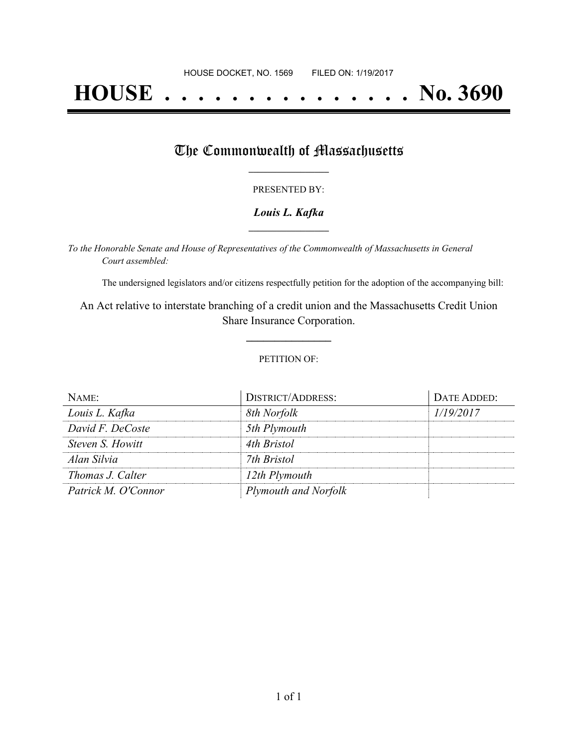HOUSE DOCKET, NO. 1569 FILED ON: 1/19/2017

# HOUSE . . . . . . . . . . . . . . . No. 3690

## The Commonwealth of Massachusetts

PRESENTED BY:

***Louis L. Kafka***

*To the Honorable Senate and House of Representatives of the Commonwealth of Massachusetts in General Court assembled:*

The undersigned legislators and/or citizens respectfully petition for the adoption of the accompanying bill:

An Act relative to interstate branching of a credit union and the Massachusetts Credit Union Share Insurance Corporation.

PETITION OF:

| NAME: | DISTRICT/ADDRESS: | DATE ADDED: |
|---|---|---|
| *Louis L. Kafka* | *8th Norfolk* | *1/19/2017* |
| *David F. DeCoste* | *5th Plymouth* | |
| *Steven S. Howitt* | *4th Bristol* | |
| *Alan Silvia* | *7th Bristol* | |
| *Thomas J. Calter* | *12th Plymouth* | |
| *Patrick M. O'Connor* | *Plymouth and Norfolk* | |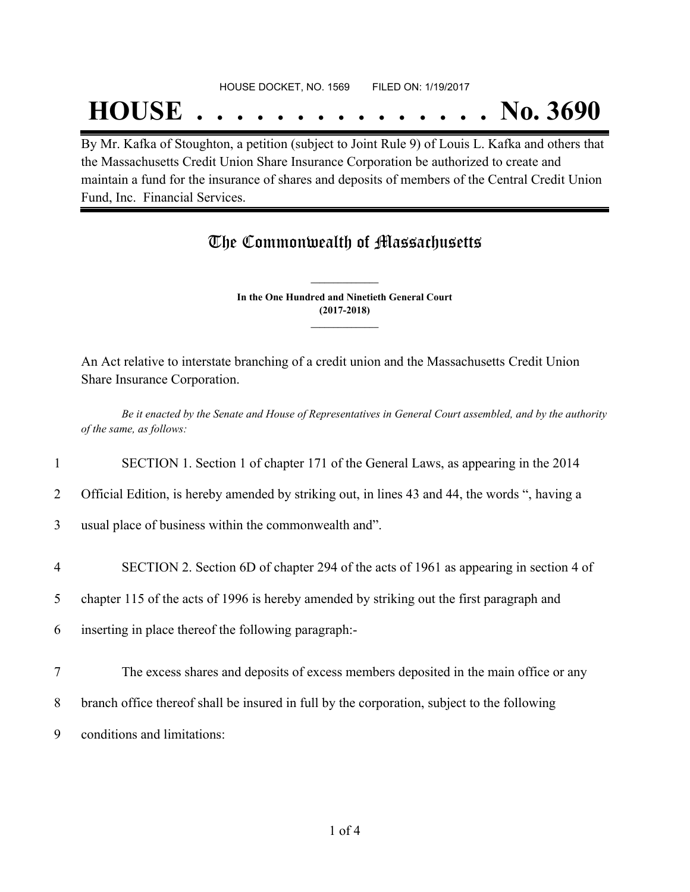HOUSE DOCKET, NO. 1569 FILED ON: 1/19/2017

# HOUSE . . . . . . . . . . . . . . . No. 3690

By Mr. Kafka of Stoughton, a petition (subject to Joint Rule 9) of Louis L. Kafka and others that the Massachusetts Credit Union Share Insurance Corporation be authorized to create and maintain a fund for the insurance of shares and deposits of members of the Central Credit Union Fund, Inc. Financial Services.

## The Commonwealth of Massachusetts

**In the One Hundred and Ninetieth General Court**
**(2017-2018)**

An Act relative to interstate branching of a credit union and the Massachusetts Credit Union Share Insurance Corporation.

*Be it enacted by the Senate and House of Representatives in General Court assembled, and by the authority of the same, as follows:*

1 SECTION 1. Section 1 of chapter 171 of the General Laws, as appearing in the 2014
2 Official Edition, is hereby amended by striking out, in lines 43 and 44, the words ", having a
3 usual place of business within the commonwealth and".

4 SECTION 2. Section 6D of chapter 294 of the acts of 1961 as appearing in section 4 of
5 chapter 115 of the acts of 1996 is hereby amended by striking out the first paragraph and
6 inserting in place thereof the following paragraph:-

7 The excess shares and deposits of excess members deposited in the main office or any
8 branch office thereof shall be insured in full by the corporation, subject to the following
9 conditions and limitations: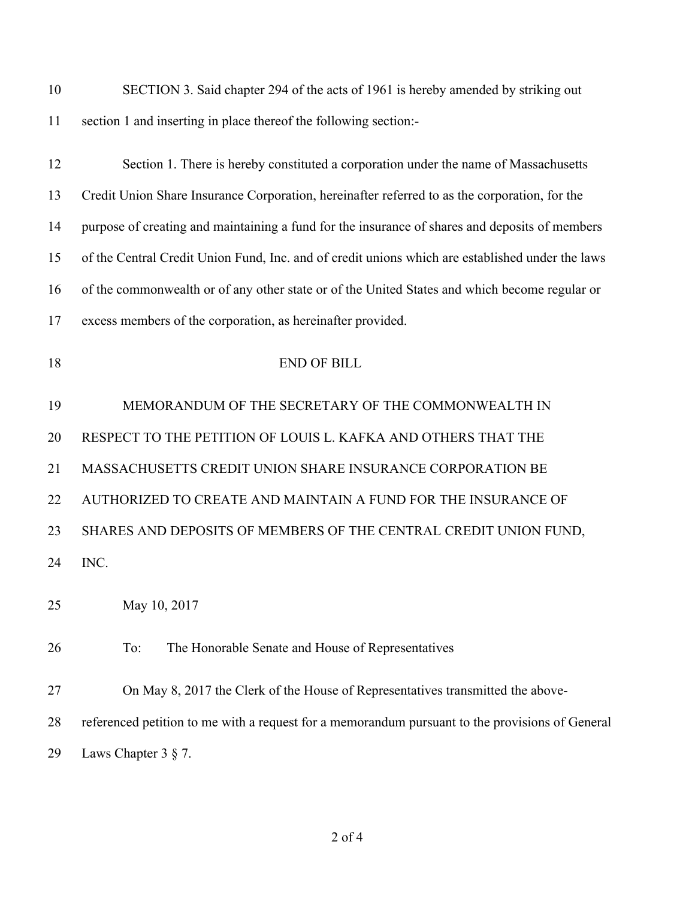SECTION 3. Said chapter 294 of the acts of 1961 is hereby amended by striking out section 1 and inserting in place thereof the following section:-

Section 1. There is hereby constituted a corporation under the name of Massachusetts Credit Union Share Insurance Corporation, hereinafter referred to as the corporation, for the purpose of creating and maintaining a fund for the insurance of shares and deposits of members of the Central Credit Union Fund, Inc. and of credit unions which are established under the laws of the commonwealth or of any other state or of the United States and which become regular or excess members of the corporation, as hereinafter provided.

END OF BILL

MEMORANDUM OF THE SECRETARY OF THE COMMONWEALTH IN RESPECT TO THE PETITION OF LOUIS L. KAFKA AND OTHERS THAT THE MASSACHUSETTS CREDIT UNION SHARE INSURANCE CORPORATION BE AUTHORIZED TO CREATE AND MAINTAIN A FUND FOR THE INSURANCE OF SHARES AND DEPOSITS OF MEMBERS OF THE CENTRAL CREDIT UNION FUND, INC.

May 10, 2017

To: The Honorable Senate and House of Representatives

On May 8, 2017 the Clerk of the House of Representatives transmitted the above-referenced petition to me with a request for a memorandum pursuant to the provisions of General Laws Chapter 3 § 7.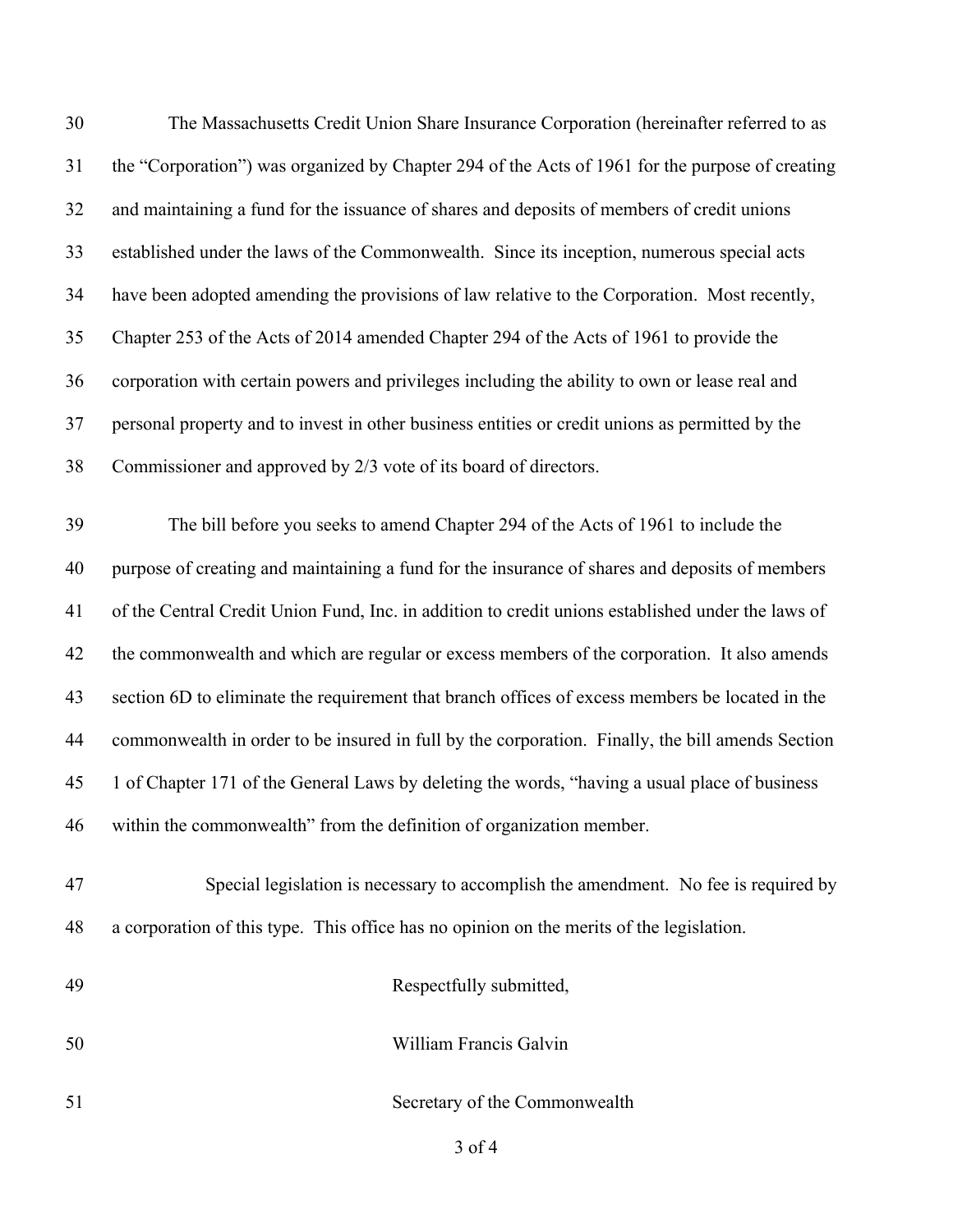The Massachusetts Credit Union Share Insurance Corporation (hereinafter referred to as the "Corporation") was organized by Chapter 294 of the Acts of 1961 for the purpose of creating and maintaining a fund for the issuance of shares and deposits of members of credit unions established under the laws of the Commonwealth. Since its inception, numerous special acts have been adopted amending the provisions of law relative to the Corporation. Most recently, Chapter 253 of the Acts of 2014 amended Chapter 294 of the Acts of 1961 to provide the corporation with certain powers and privileges including the ability to own or lease real and personal property and to invest in other business entities or credit unions as permitted by the Commissioner and approved by 2/3 vote of its board of directors.

The bill before you seeks to amend Chapter 294 of the Acts of 1961 to include the purpose of creating and maintaining a fund for the insurance of shares and deposits of members of the Central Credit Union Fund, Inc. in addition to credit unions established under the laws of the commonwealth and which are regular or excess members of the corporation. It also amends section 6D to eliminate the requirement that branch offices of excess members be located in the commonwealth in order to be insured in full by the corporation. Finally, the bill amends Section 1 of Chapter 171 of the General Laws by deleting the words, "having a usual place of business within the commonwealth" from the definition of organization member.

Special legislation is necessary to accomplish the amendment. No fee is required by a corporation of this type. This office has no opinion on the merits of the legislation.

Respectfully submitted,

William Francis Galvin

Secretary of the Commonwealth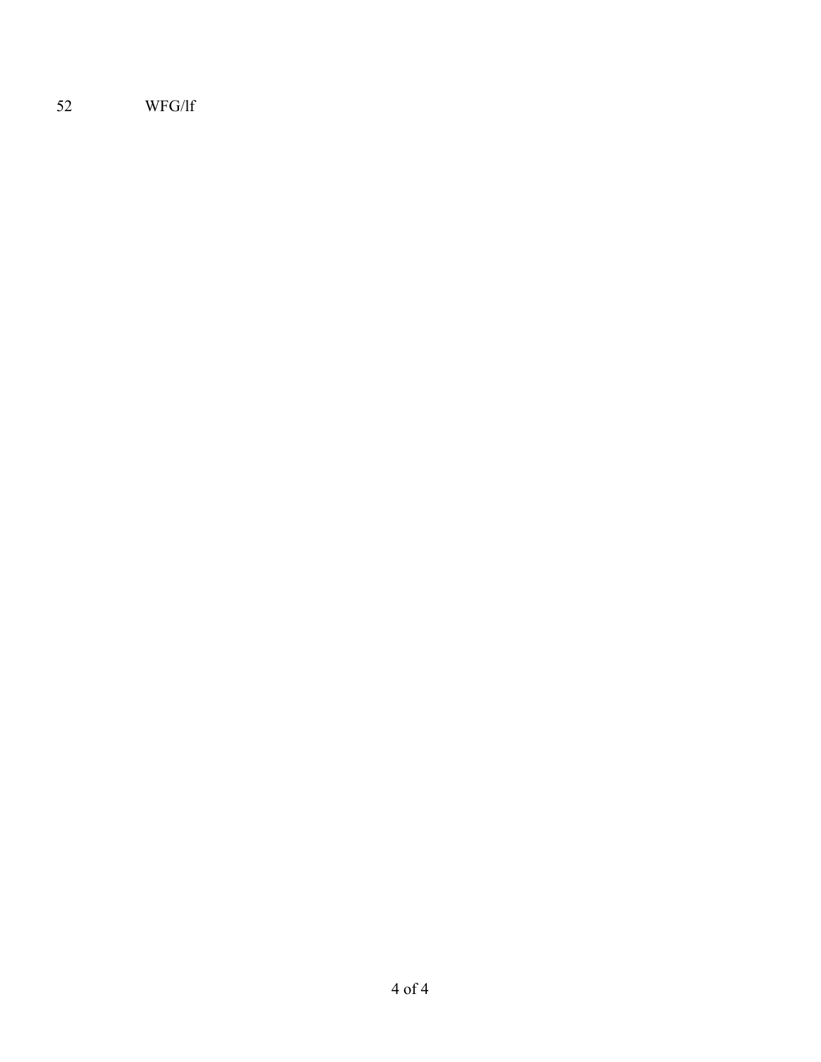52 WFG/lf